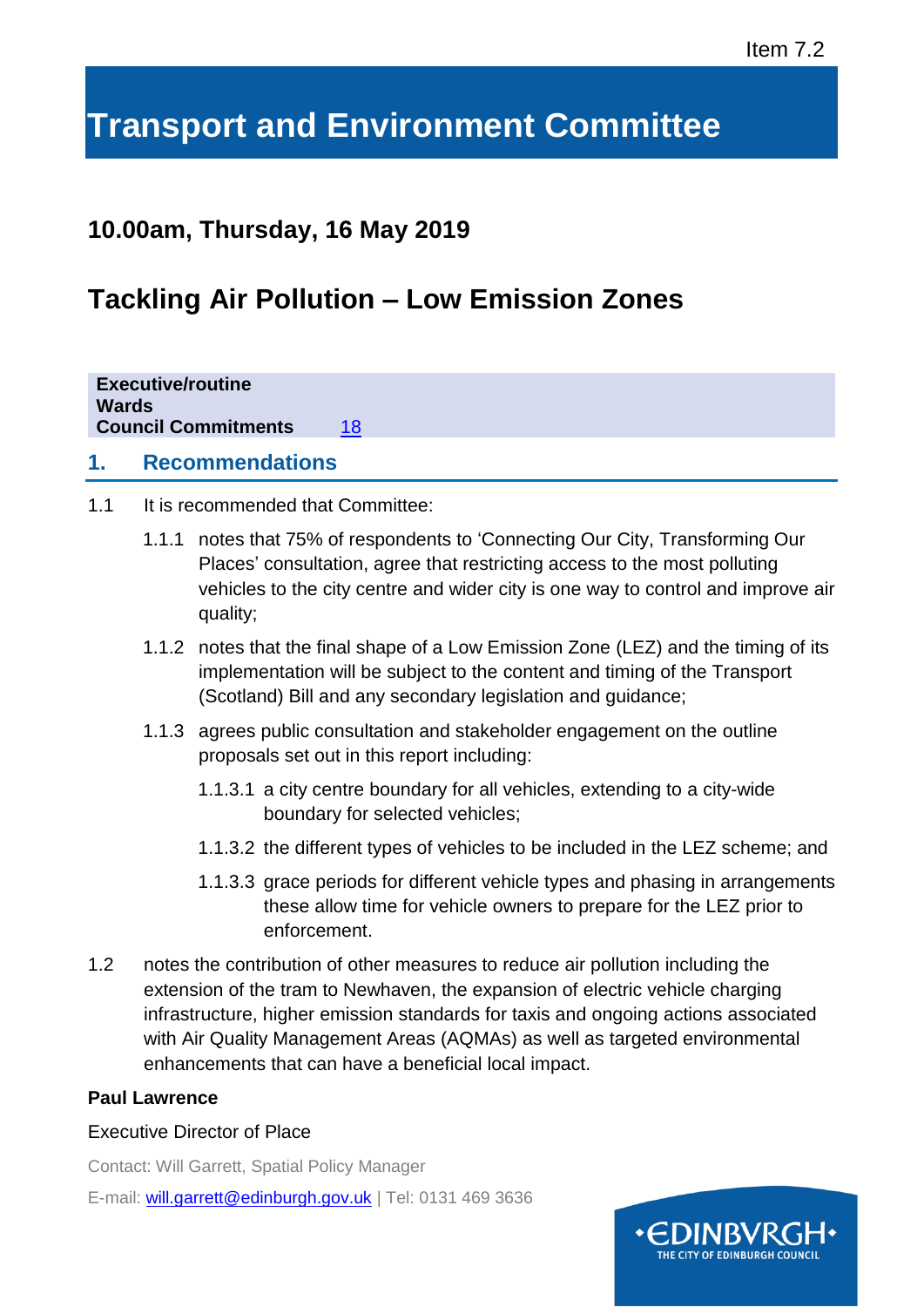Item 7.2

# Transport and Environment Committee

## 10.00am, Thursday, 16 May 2019

# Tackling Air Pollution – Low Emission Zones

| | |
|---|---|
| **Executive/routine** | |
| **Wards** | |
| **Council Commitments** | 18 |

## 1. Recommendations

1.1 It is recommended that Committee:

1.1.1 notes that 75% of respondents to 'Connecting Our City, Transforming Our Places' consultation, agree that restricting access to the most polluting vehicles to the city centre and wider city is one way to control and improve air quality;

1.1.2 notes that the final shape of a Low Emission Zone (LEZ) and the timing of its implementation will be subject to the content and timing of the Transport (Scotland) Bill and any secondary legislation and guidance;

1.1.3 agrees public consultation and stakeholder engagement on the outline proposals set out in this report including:

1.1.3.1 a city centre boundary for all vehicles, extending to a city-wide boundary for selected vehicles;

1.1.3.2 the different types of vehicles to be included in the LEZ scheme; and

1.1.3.3 grace periods for different vehicle types and phasing in arrangements these allow time for vehicle owners to prepare for the LEZ prior to enforcement.

1.2 notes the contribution of other measures to reduce air pollution including the extension of the tram to Newhaven, the expansion of electric vehicle charging infrastructure, higher emission standards for taxis and ongoing actions associated with Air Quality Management Areas (AQMAs) as well as targeted environmental enhancements that can have a beneficial local impact.

**Paul Lawrence**

Executive Director of Place

Contact: Will Garrett, Spatial Policy Manager

E-mail: will.garrett@edinburgh.gov.uk | Tel: 0131 469 3636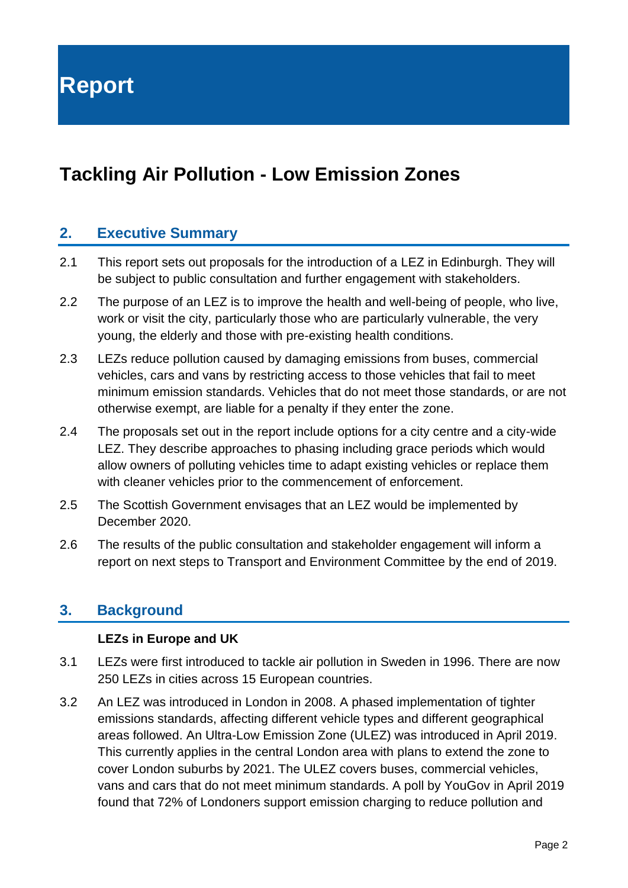# Report

## Tackling Air Pollution - Low Emission Zones

### 2. Executive Summary

2.1 This report sets out proposals for the introduction of a LEZ in Edinburgh. They will be subject to public consultation and further engagement with stakeholders.

2.2 The purpose of an LEZ is to improve the health and well-being of people, who live, work or visit the city, particularly those who are particularly vulnerable, the very young, the elderly and those with pre-existing health conditions.

2.3 LEZs reduce pollution caused by damaging emissions from buses, commercial vehicles, cars and vans by restricting access to those vehicles that fail to meet minimum emission standards. Vehicles that do not meet those standards, or are not otherwise exempt, are liable for a penalty if they enter the zone.

2.4 The proposals set out in the report include options for a city centre and a city-wide LEZ. They describe approaches to phasing including grace periods which would allow owners of polluting vehicles time to adapt existing vehicles or replace them with cleaner vehicles prior to the commencement of enforcement.

2.5 The Scottish Government envisages that an LEZ would be implemented by December 2020.

2.6 The results of the public consultation and stakeholder engagement will inform a report on next steps to Transport and Environment Committee by the end of 2019.

### 3. Background

**LEZs in Europe and UK**

3.1 LEZs were first introduced to tackle air pollution in Sweden in 1996. There are now 250 LEZs in cities across 15 European countries.

3.2 An LEZ was introduced in London in 2008. A phased implementation of tighter emissions standards, affecting different vehicle types and different geographical areas followed. An Ultra-Low Emission Zone (ULEZ) was introduced in April 2019. This currently applies in the central London area with plans to extend the zone to cover London suburbs by 2021. The ULEZ covers buses, commercial vehicles, vans and cars that do not meet minimum standards. A poll by YouGov in April 2019 found that 72% of Londoners support emission charging to reduce pollution and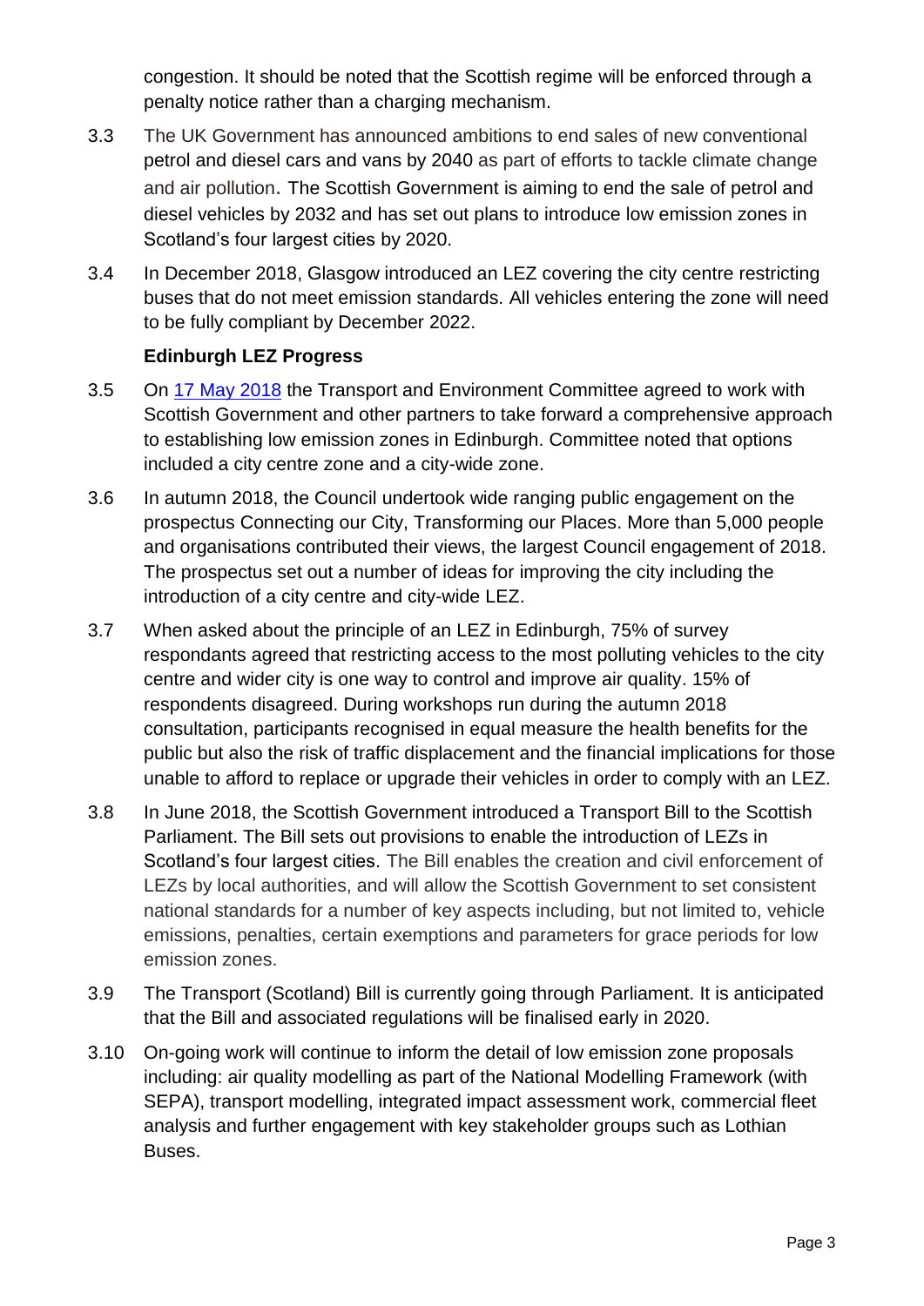congestion. It should be noted that the Scottish regime will be enforced through a penalty notice rather than a charging mechanism.

3.3 The UK Government has announced ambitions to end sales of new conventional petrol and diesel cars and vans by 2040 as part of efforts to tackle climate change and air pollution. The Scottish Government is aiming to end the sale of petrol and diesel vehicles by 2032 and has set out plans to introduce low emission zones in Scotland's four largest cities by 2020.

3.4 In December 2018, Glasgow introduced an LEZ covering the city centre restricting buses that do not meet emission standards. All vehicles entering the zone will need to be fully compliant by December 2022.

**Edinburgh LEZ Progress**

3.5 On [17 May 2018] the Transport and Environment Committee agreed to work with Scottish Government and other partners to take forward a comprehensive approach to establishing low emission zones in Edinburgh. Committee noted that options included a city centre zone and a city-wide zone.

3.6 In autumn 2018, the Council undertook wide ranging public engagement on the prospectus Connecting our City, Transforming our Places. More than 5,000 people and organisations contributed their views, the largest Council engagement of 2018. The prospectus set out a number of ideas for improving the city including the introduction of a city centre and city-wide LEZ.

3.7 When asked about the principle of an LEZ in Edinburgh, 75% of survey respondants agreed that restricting access to the most polluting vehicles to the city centre and wider city is one way to control and improve air quality. 15% of respondents disagreed. During workshops run during the autumn 2018 consultation, participants recognised in equal measure the health benefits for the public but also the risk of traffic displacement and the financial implications for those unable to afford to replace or upgrade their vehicles in order to comply with an LEZ.

3.8 In June 2018, the Scottish Government introduced a Transport Bill to the Scottish Parliament. The Bill sets out provisions to enable the introduction of LEZs in Scotland's four largest cities. The Bill enables the creation and civil enforcement of LEZs by local authorities, and will allow the Scottish Government to set consistent national standards for a number of key aspects including, but not limited to, vehicle emissions, penalties, certain exemptions and parameters for grace periods for low emission zones.

3.9 The Transport (Scotland) Bill is currently going through Parliament. It is anticipated that the Bill and associated regulations will be finalised early in 2020.

3.10 On-going work will continue to inform the detail of low emission zone proposals including: air quality modelling as part of the National Modelling Framework (with SEPA), transport modelling, integrated impact assessment work, commercial fleet analysis and further engagement with key stakeholder groups such as Lothian Buses.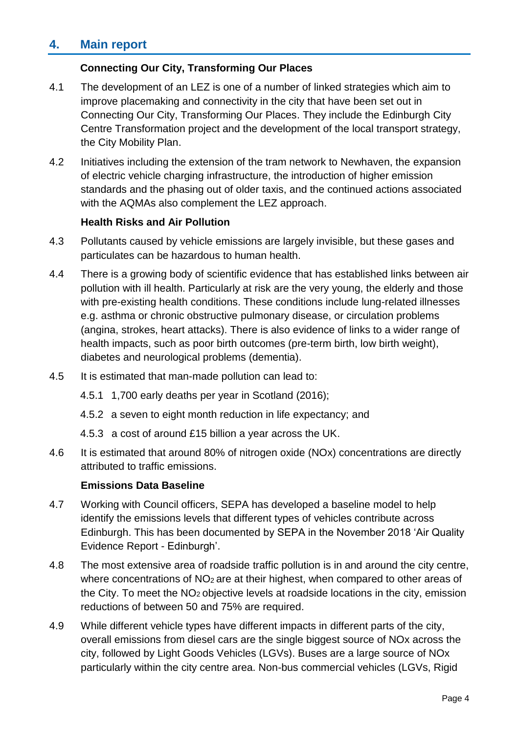## 4. Main report

### Connecting Our City, Transforming Our Places

4.1 The development of an LEZ is one of a number of linked strategies which aim to improve placemaking and connectivity in the city that have been set out in Connecting Our City, Transforming Our Places. They include the Edinburgh City Centre Transformation project and the development of the local transport strategy, the City Mobility Plan.

4.2 Initiatives including the extension of the tram network to Newhaven, the expansion of electric vehicle charging infrastructure, the introduction of higher emission standards and the phasing out of older taxis, and the continued actions associated with the AQMAs also complement the LEZ approach.

### Health Risks and Air Pollution

4.3 Pollutants caused by vehicle emissions are largely invisible, but these gases and particulates can be hazardous to human health.

4.4 There is a growing body of scientific evidence that has established links between air pollution with ill health. Particularly at risk are the very young, the elderly and those with pre-existing health conditions. These conditions include lung-related illnesses e.g. asthma or chronic obstructive pulmonary disease, or circulation problems (angina, strokes, heart attacks). There is also evidence of links to a wider range of health impacts, such as poor birth outcomes (pre-term birth, low birth weight), diabetes and neurological problems (dementia).

4.5 It is estimated that man-made pollution can lead to:

4.5.1 1,700 early deaths per year in Scotland (2016);

4.5.2 a seven to eight month reduction in life expectancy; and

4.5.3 a cost of around £15 billion a year across the UK.

4.6 It is estimated that around 80% of nitrogen oxide (NOx) concentrations are directly attributed to traffic emissions.

### Emissions Data Baseline

4.7 Working with Council officers, SEPA has developed a baseline model to help identify the emissions levels that different types of vehicles contribute across Edinburgh. This has been documented by SEPA in the November 2018 'Air Quality Evidence Report - Edinburgh'.

4.8 The most extensive area of roadside traffic pollution is in and around the city centre, where concentrations of $NO_2$ are at their highest, when compared to other areas of the City. To meet the $NO_2$ objective levels at roadside locations in the city, emission reductions of between 50 and 75% are required.

4.9 While different vehicle types have different impacts in different parts of the city, overall emissions from diesel cars are the single biggest source of NOx across the city, followed by Light Goods Vehicles (LGVs). Buses are a large source of NOx particularly within the city centre area. Non-bus commercial vehicles (LGVs, Rigid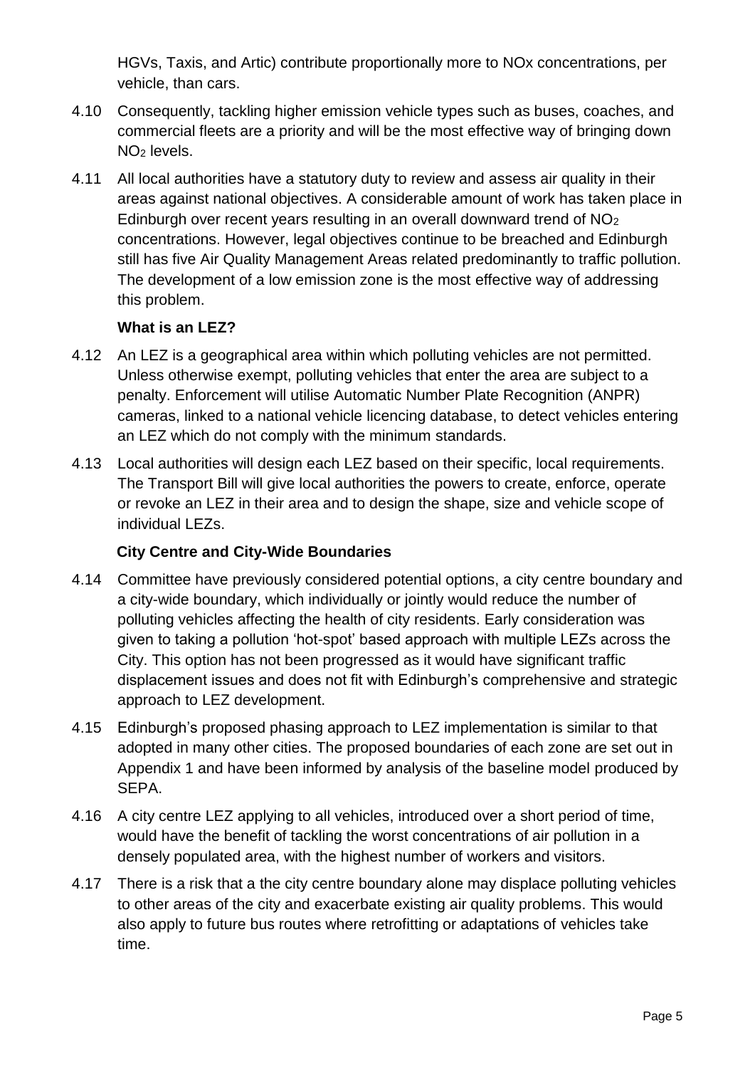HGVs, Taxis, and Artic) contribute proportionally more to NOx concentrations, per vehicle, than cars.

4.10 Consequently, tackling higher emission vehicle types such as buses, coaches, and commercial fleets are a priority and will be the most effective way of bringing down $NO_2$ levels.

4.11 All local authorities have a statutory duty to review and assess air quality in their areas against national objectives. A considerable amount of work has taken place in Edinburgh over recent years resulting in an overall downward trend of $NO_2$ concentrations. However, legal objectives continue to be breached and Edinburgh still has five Air Quality Management Areas related predominantly to traffic pollution. The development of a low emission zone is the most effective way of addressing this problem.

**What is an LEZ?**

4.12 An LEZ is a geographical area within which polluting vehicles are not permitted. Unless otherwise exempt, polluting vehicles that enter the area are subject to a penalty. Enforcement will utilise Automatic Number Plate Recognition (ANPR) cameras, linked to a national vehicle licencing database, to detect vehicles entering an LEZ which do not comply with the minimum standards.

4.13 Local authorities will design each LEZ based on their specific, local requirements. The Transport Bill will give local authorities the powers to create, enforce, operate or revoke an LEZ in their area and to design the shape, size and vehicle scope of individual LEZs.

**City Centre and City-Wide Boundaries**

4.14 Committee have previously considered potential options, a city centre boundary and a city-wide boundary, which individually or jointly would reduce the number of polluting vehicles affecting the health of city residents. Early consideration was given to taking a pollution 'hot-spot' based approach with multiple LEZs across the City. This option has not been progressed as it would have significant traffic displacement issues and does not fit with Edinburgh's comprehensive and strategic approach to LEZ development.

4.15 Edinburgh's proposed phasing approach to LEZ implementation is similar to that adopted in many other cities. The proposed boundaries of each zone are set out in Appendix 1 and have been informed by analysis of the baseline model produced by SEPA.

4.16 A city centre LEZ applying to all vehicles, introduced over a short period of time, would have the benefit of tackling the worst concentrations of air pollution in a densely populated area, with the highest number of workers and visitors.

4.17 There is a risk that a the city centre boundary alone may displace polluting vehicles to other areas of the city and exacerbate existing air quality problems. This would also apply to future bus routes where retrofitting or adaptations of vehicles take time.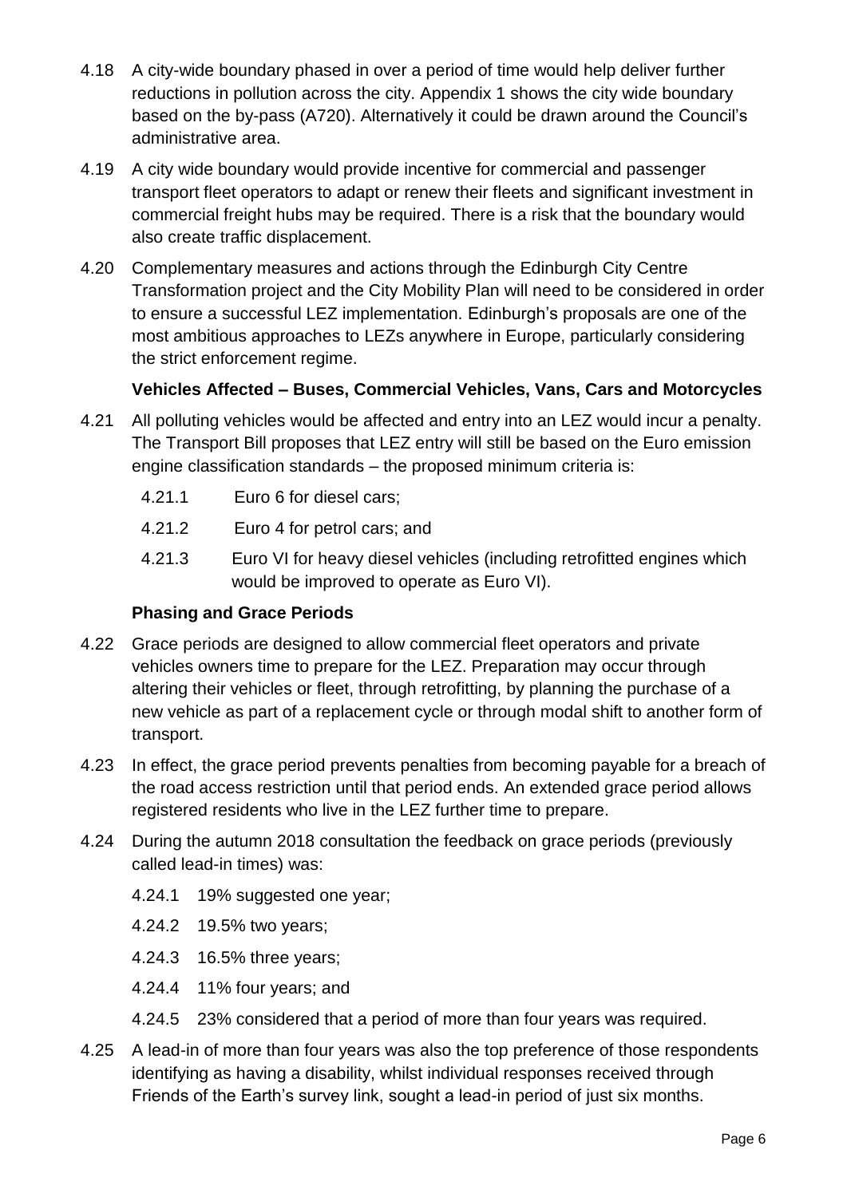4.18 A city-wide boundary phased in over a period of time would help deliver further reductions in pollution across the city. Appendix 1 shows the city wide boundary based on the by-pass (A720). Alternatively it could be drawn around the Council's administrative area.

4.19 A city wide boundary would provide incentive for commercial and passenger transport fleet operators to adapt or renew their fleets and significant investment in commercial freight hubs may be required. There is a risk that the boundary would also create traffic displacement.

4.20 Complementary measures and actions through the Edinburgh City Centre Transformation project and the City Mobility Plan will need to be considered in order to ensure a successful LEZ implementation. Edinburgh's proposals are one of the most ambitious approaches to LEZs anywhere in Europe, particularly considering the strict enforcement regime.

**Vehicles Affected – Buses, Commercial Vehicles, Vans, Cars and Motorcycles**

4.21 All polluting vehicles would be affected and entry into an LEZ would incur a penalty. The Transport Bill proposes that LEZ entry will still be based on the Euro emission engine classification standards – the proposed minimum criteria is:

- 4.21.1 Euro 6 for diesel cars;
- 4.21.2 Euro 4 for petrol cars; and
- 4.21.3 Euro VI for heavy diesel vehicles (including retrofitted engines which would be improved to operate as Euro VI).

**Phasing and Grace Periods**

4.22 Grace periods are designed to allow commercial fleet operators and private vehicles owners time to prepare for the LEZ. Preparation may occur through altering their vehicles or fleet, through retrofitting, by planning the purchase of a new vehicle as part of a replacement cycle or through modal shift to another form of transport.

4.23 In effect, the grace period prevents penalties from becoming payable for a breach of the road access restriction until that period ends. An extended grace period allows registered residents who live in the LEZ further time to prepare.

4.24 During the autumn 2018 consultation the feedback on grace periods (previously called lead-in times) was:

- 4.24.1 19% suggested one year;
- 4.24.2 19.5% two years;
- 4.24.3 16.5% three years;
- 4.24.4 11% four years; and
- 4.24.5 23% considered that a period of more than four years was required.

4.25 A lead-in of more than four years was also the top preference of those respondents identifying as having a disability, whilst individual responses received through Friends of the Earth's survey link, sought a lead-in period of just six months.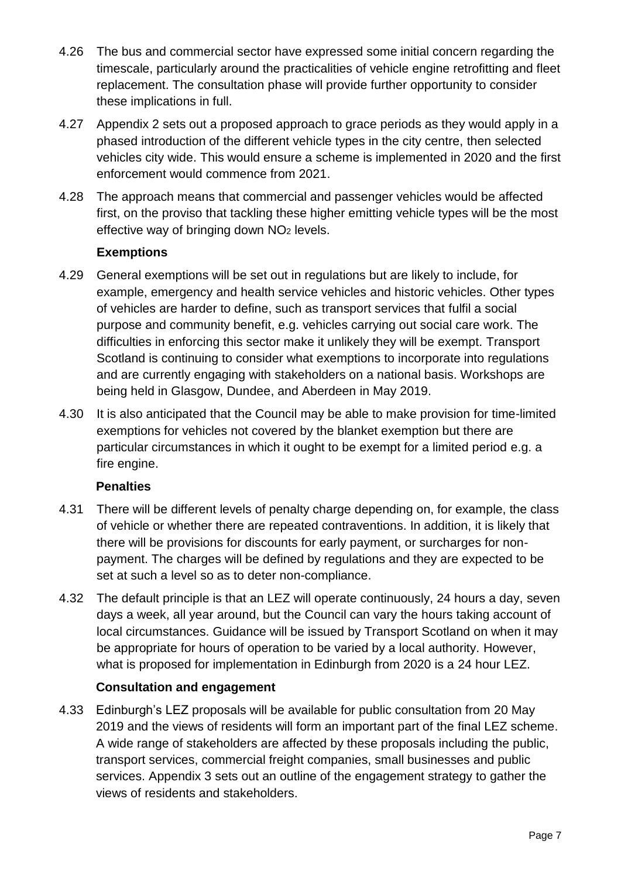4.26 The bus and commercial sector have expressed some initial concern regarding the timescale, particularly around the practicalities of vehicle engine retrofitting and fleet replacement. The consultation phase will provide further opportunity to consider these implications in full.

4.27 Appendix 2 sets out a proposed approach to grace periods as they would apply in a phased introduction of the different vehicle types in the city centre, then selected vehicles city wide. This would ensure a scheme is implemented in 2020 and the first enforcement would commence from 2021.

4.28 The approach means that commercial and passenger vehicles would be affected first, on the proviso that tackling these higher emitting vehicle types will be the most effective way of bringing down $NO_2$ levels.

**Exemptions**

4.29 General exemptions will be set out in regulations but are likely to include, for example, emergency and health service vehicles and historic vehicles. Other types of vehicles are harder to define, such as transport services that fulfil a social purpose and community benefit, e.g. vehicles carrying out social care work. The difficulties in enforcing this sector make it unlikely they will be exempt. Transport Scotland is continuing to consider what exemptions to incorporate into regulations and are currently engaging with stakeholders on a national basis. Workshops are being held in Glasgow, Dundee, and Aberdeen in May 2019.

4.30 It is also anticipated that the Council may be able to make provision for time-limited exemptions for vehicles not covered by the blanket exemption but there are particular circumstances in which it ought to be exempt for a limited period e.g. a fire engine.

**Penalties**

4.31 There will be different levels of penalty charge depending on, for example, the class of vehicle or whether there are repeated contraventions. In addition, it is likely that there will be provisions for discounts for early payment, or surcharges for non-payment. The charges will be defined by regulations and they are expected to be set at such a level so as to deter non-compliance.

4.32 The default principle is that an LEZ will operate continuously, 24 hours a day, seven days a week, all year around, but the Council can vary the hours taking account of local circumstances. Guidance will be issued by Transport Scotland on when it may be appropriate for hours of operation to be varied by a local authority. However, what is proposed for implementation in Edinburgh from 2020 is a 24 hour LEZ.

**Consultation and engagement**

4.33 Edinburgh's LEZ proposals will be available for public consultation from 20 May 2019 and the views of residents will form an important part of the final LEZ scheme. A wide range of stakeholders are affected by these proposals including the public, transport services, commercial freight companies, small businesses and public services. Appendix 3 sets out an outline of the engagement strategy to gather the views of residents and stakeholders.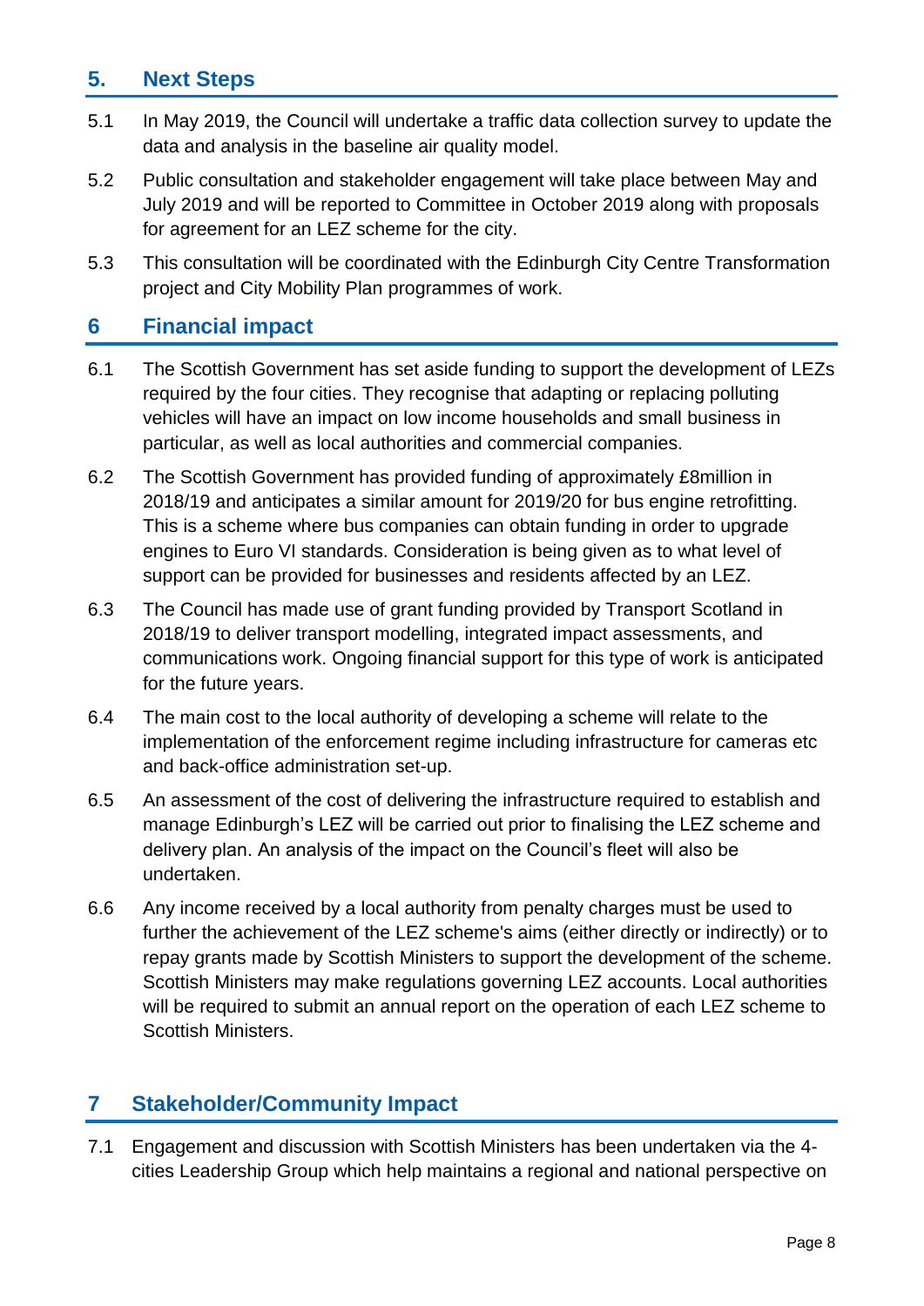## 5. Next Steps

5.1 In May 2019, the Council will undertake a traffic data collection survey to update the data and analysis in the baseline air quality model.

5.2 Public consultation and stakeholder engagement will take place between May and July 2019 and will be reported to Committee in October 2019 along with proposals for agreement for an LEZ scheme for the city.

5.3 This consultation will be coordinated with the Edinburgh City Centre Transformation project and City Mobility Plan programmes of work.

## 6 Financial impact

6.1 The Scottish Government has set aside funding to support the development of LEZs required by the four cities. They recognise that adapting or replacing polluting vehicles will have an impact on low income households and small business in particular, as well as local authorities and commercial companies.

6.2 The Scottish Government has provided funding of approximately £8million in 2018/19 and anticipates a similar amount for 2019/20 for bus engine retrofitting. This is a scheme where bus companies can obtain funding in order to upgrade engines to Euro VI standards. Consideration is being given as to what level of support can be provided for businesses and residents affected by an LEZ.

6.3 The Council has made use of grant funding provided by Transport Scotland in 2018/19 to deliver transport modelling, integrated impact assessments, and communications work. Ongoing financial support for this type of work is anticipated for the future years.

6.4 The main cost to the local authority of developing a scheme will relate to the implementation of the enforcement regime including infrastructure for cameras etc and back-office administration set-up.

6.5 An assessment of the cost of delivering the infrastructure required to establish and manage Edinburgh's LEZ will be carried out prior to finalising the LEZ scheme and delivery plan. An analysis of the impact on the Council's fleet will also be undertaken.

6.6 Any income received by a local authority from penalty charges must be used to further the achievement of the LEZ scheme's aims (either directly or indirectly) or to repay grants made by Scottish Ministers to support the development of the scheme. Scottish Ministers may make regulations governing LEZ accounts. Local authorities will be required to submit an annual report on the operation of each LEZ scheme to Scottish Ministers.

## 7 Stakeholder/Community Impact

7.1 Engagement and discussion with Scottish Ministers has been undertaken via the 4-cities Leadership Group which help maintains a regional and national perspective on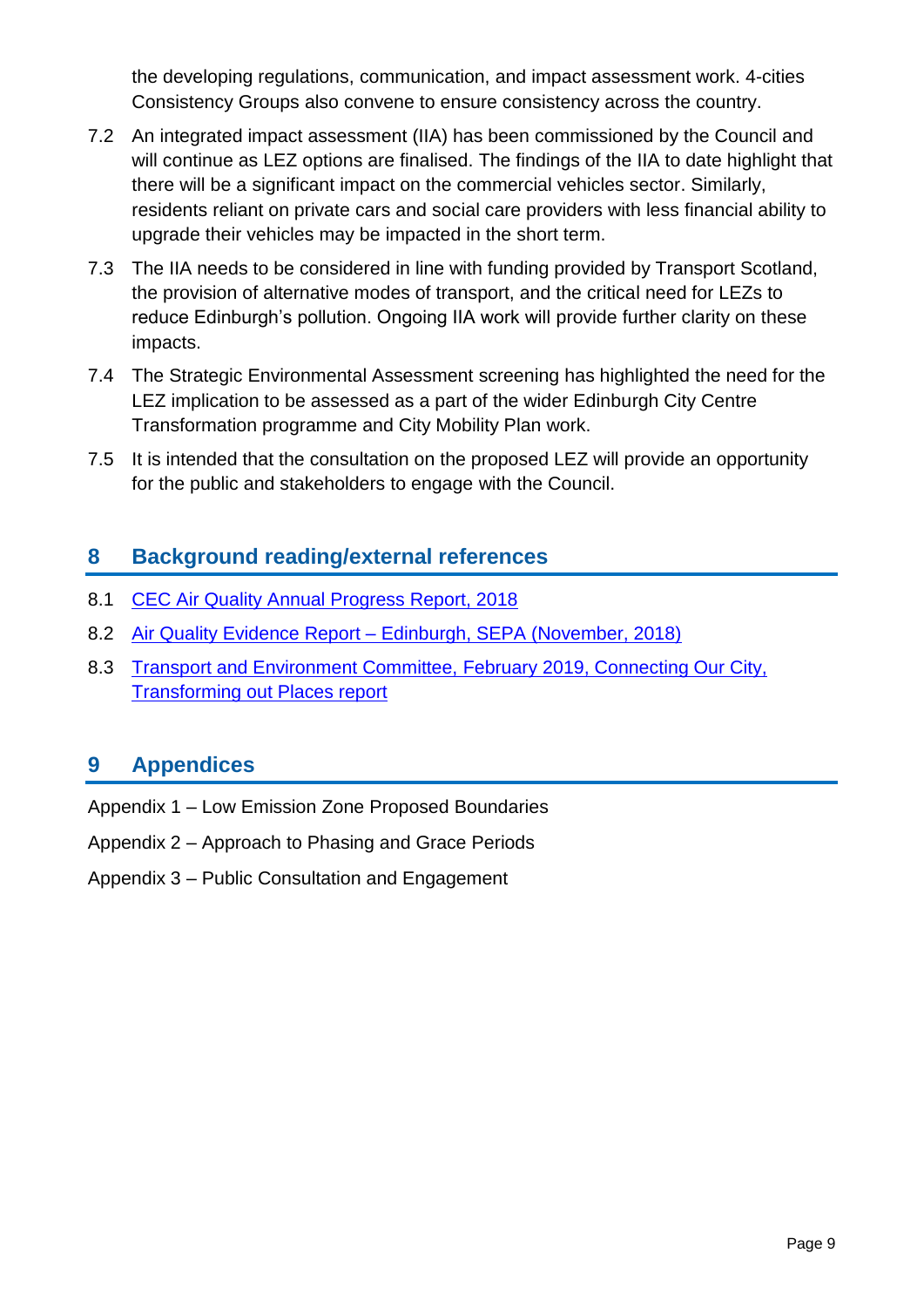the developing regulations, communication, and impact assessment work. 4-cities Consistency Groups also convene to ensure consistency across the country.

7.2 An integrated impact assessment (IIA) has been commissioned by the Council and will continue as LEZ options are finalised. The findings of the IIA to date highlight that there will be a significant impact on the commercial vehicles sector. Similarly, residents reliant on private cars and social care providers with less financial ability to upgrade their vehicles may be impacted in the short term.

7.3 The IIA needs to be considered in line with funding provided by Transport Scotland, the provision of alternative modes of transport, and the critical need for LEZs to reduce Edinburgh's pollution. Ongoing IIA work will provide further clarity on these impacts.

7.4 The Strategic Environmental Assessment screening has highlighted the need for the LEZ implication to be assessed as a part of the wider Edinburgh City Centre Transformation programme and City Mobility Plan work.

7.5 It is intended that the consultation on the proposed LEZ will provide an opportunity for the public and stakeholders to engage with the Council.

## 8 Background reading/external references

8.1 CEC Air Quality Annual Progress Report, 2018

8.2 Air Quality Evidence Report – Edinburgh, SEPA (November, 2018)

8.3 Transport and Environment Committee, February 2019, Connecting Our City, Transforming out Places report

## 9 Appendices

Appendix 1 – Low Emission Zone Proposed Boundaries

Appendix 2 – Approach to Phasing and Grace Periods

Appendix 3 – Public Consultation and Engagement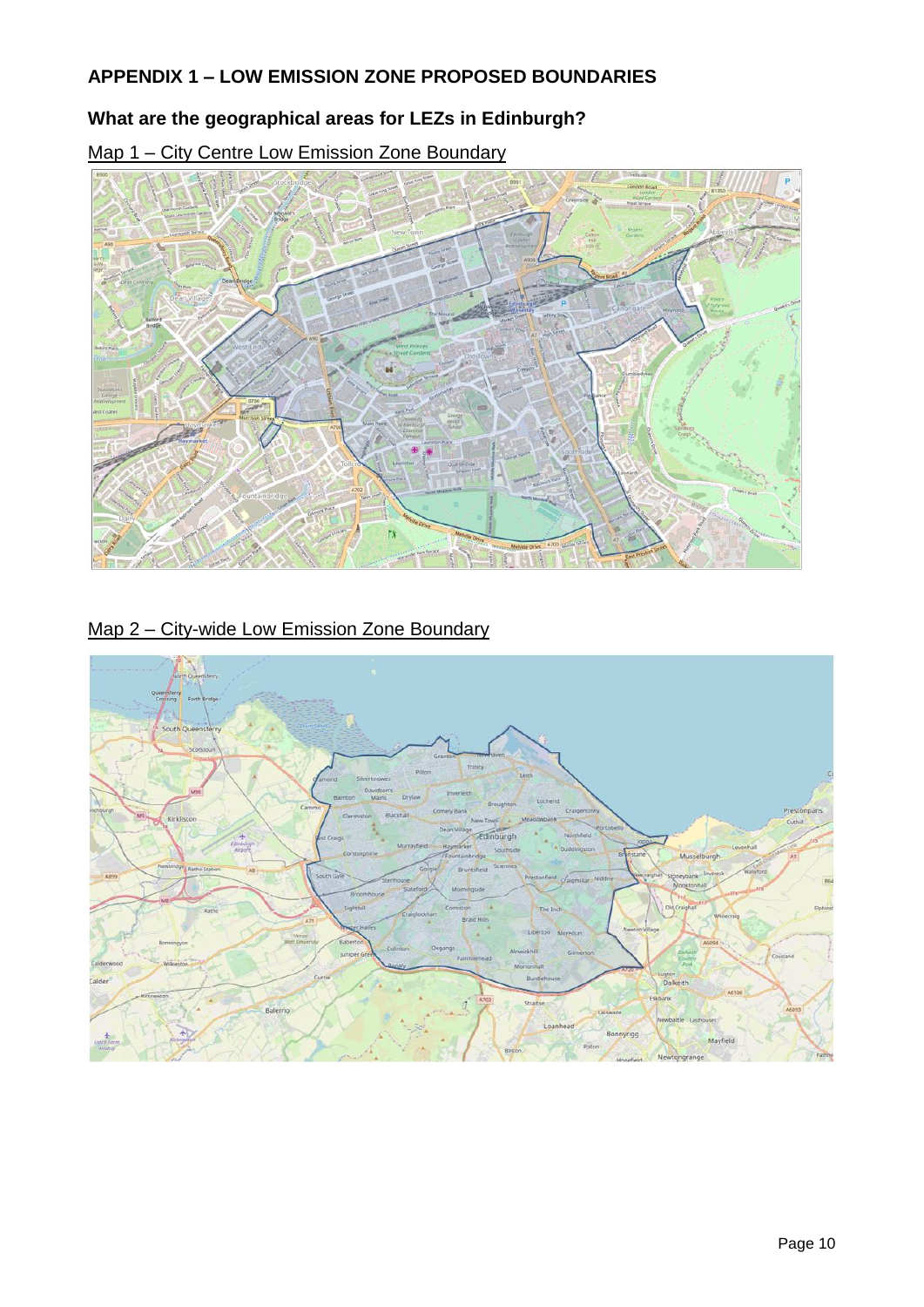## APPENDIX 1 – LOW EMISSION ZONE PROPOSED BOUNDARIES

### What are the geographical areas for LEZs in Edinburgh?

Map 1 – City Centre Low Emission Zone Boundary

Map 2 – City-wide Low Emission Zone Boundary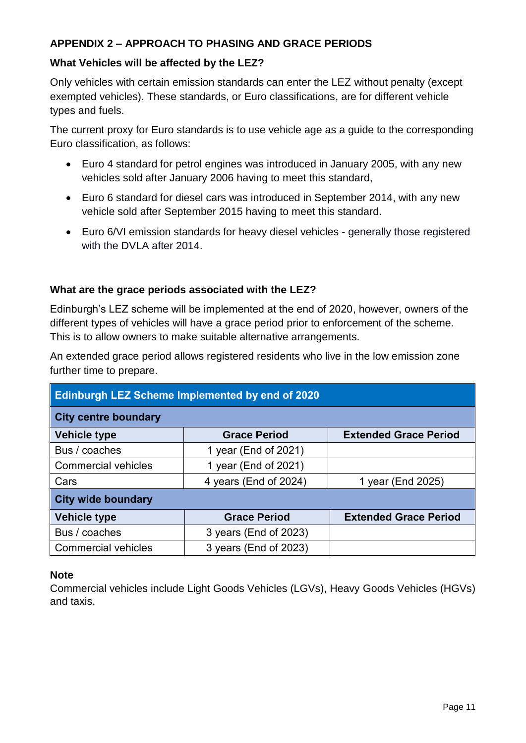## APPENDIX 2 – APPROACH TO PHASING AND GRACE PERIODS

### What Vehicles will be affected by the LEZ?

Only vehicles with certain emission standards can enter the LEZ without penalty (except exempted vehicles). These standards, or Euro classifications, are for different vehicle types and fuels.

The current proxy for Euro standards is to use vehicle age as a guide to the corresponding Euro classification, as follows:

- Euro 4 standard for petrol engines was introduced in January 2005, with any new vehicles sold after January 2006 having to meet this standard,
- Euro 6 standard for diesel cars was introduced in September 2014, with any new vehicle sold after September 2015 having to meet this standard.
- Euro 6/VI emission standards for heavy diesel vehicles - generally those registered with the DVLA after 2014.

### What are the grace periods associated with the LEZ?

Edinburgh's LEZ scheme will be implemented at the end of 2020, however, owners of the different types of vehicles will have a grace period prior to enforcement of the scheme. This is to allow owners to make suitable alternative arrangements.

An extended grace period allows registered residents who live in the low emission zone further time to prepare.

| **Edinburgh LEZ Scheme Implemented by end of 2020** | | |
|---|---|---|
| **City centre boundary** | | |
| **Vehicle type** | **Grace Period** | **Extended Grace Period** |
| Bus / coaches | 1 year (End of 2021) | |
| Commercial vehicles | 1 year (End of 2021) | |
| Cars | 4 years (End of 2024) | 1 year (End 2025) |
| **City wide boundary** | | |
| **Vehicle type** | **Grace Period** | **Extended Grace Period** |
| Bus / coaches | 3 years (End of 2023) | |
| Commercial vehicles | 3 years (End of 2023) | |

**Note**
Commercial vehicles include Light Goods Vehicles (LGVs), Heavy Goods Vehicles (HGVs) and taxis.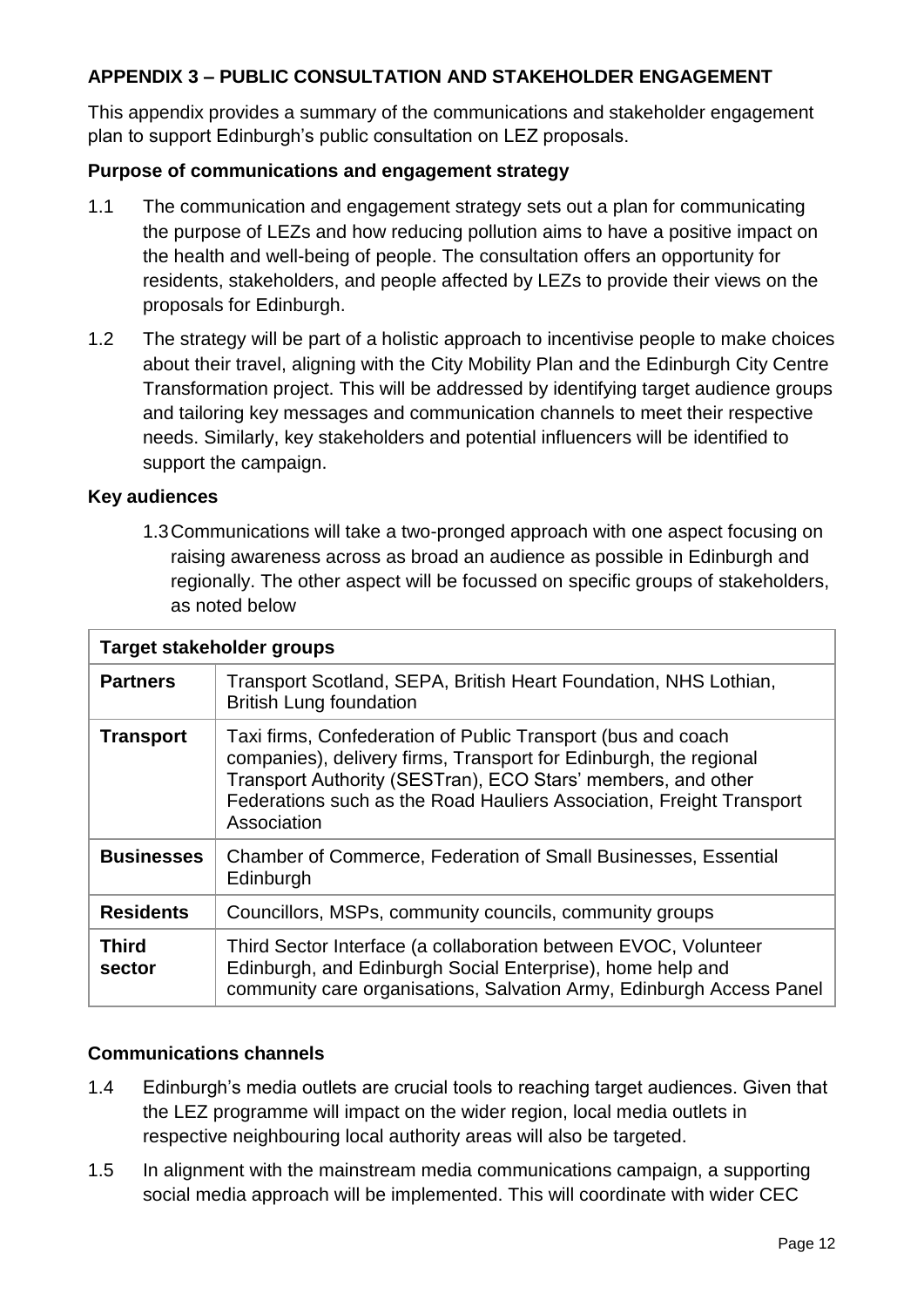## APPENDIX 3 – PUBLIC CONSULTATION AND STAKEHOLDER ENGAGEMENT

This appendix provides a summary of the communications and stakeholder engagement plan to support Edinburgh's public consultation on LEZ proposals.

### Purpose of communications and engagement strategy

1.1 The communication and engagement strategy sets out a plan for communicating the purpose of LEZs and how reducing pollution aims to have a positive impact on the health and well-being of people. The consultation offers an opportunity for residents, stakeholders, and people affected by LEZs to provide their views on the proposals for Edinburgh.

1.2 The strategy will be part of a holistic approach to incentivise people to make choices about their travel, aligning with the City Mobility Plan and the Edinburgh City Centre Transformation project. This will be addressed by identifying target audience groups and tailoring key messages and communication channels to meet their respective needs. Similarly, key stakeholders and potential influencers will be identified to support the campaign.

### Key audiences

1.3 Communications will take a two-pronged approach with one aspect focusing on raising awareness across as broad an audience as possible in Edinburgh and regionally. The other aspect will be focussed on specific groups of stakeholders, as noted below

| Target stakeholder groups | |
|---|---|
| **Partners** | Transport Scotland, SEPA, British Heart Foundation, NHS Lothian, British Lung foundation |
| **Transport** | Taxi firms, Confederation of Public Transport (bus and coach companies), delivery firms, Transport for Edinburgh, the regional Transport Authority (SESTran), ECO Stars' members, and other Federations such as the Road Hauliers Association, Freight Transport Association |
| **Businesses** | Chamber of Commerce, Federation of Small Businesses, Essential Edinburgh |
| **Residents** | Councillors, MSPs, community councils, community groups |
| **Third sector** | Third Sector Interface (a collaboration between EVOC, Volunteer Edinburgh, and Edinburgh Social Enterprise), home help and community care organisations, Salvation Army, Edinburgh Access Panel |

### Communications channels

1.4 Edinburgh's media outlets are crucial tools to reaching target audiences. Given that the LEZ programme will impact on the wider region, local media outlets in respective neighbouring local authority areas will also be targeted.

1.5 In alignment with the mainstream media communications campaign, a supporting social media approach will be implemented. This will coordinate with wider CEC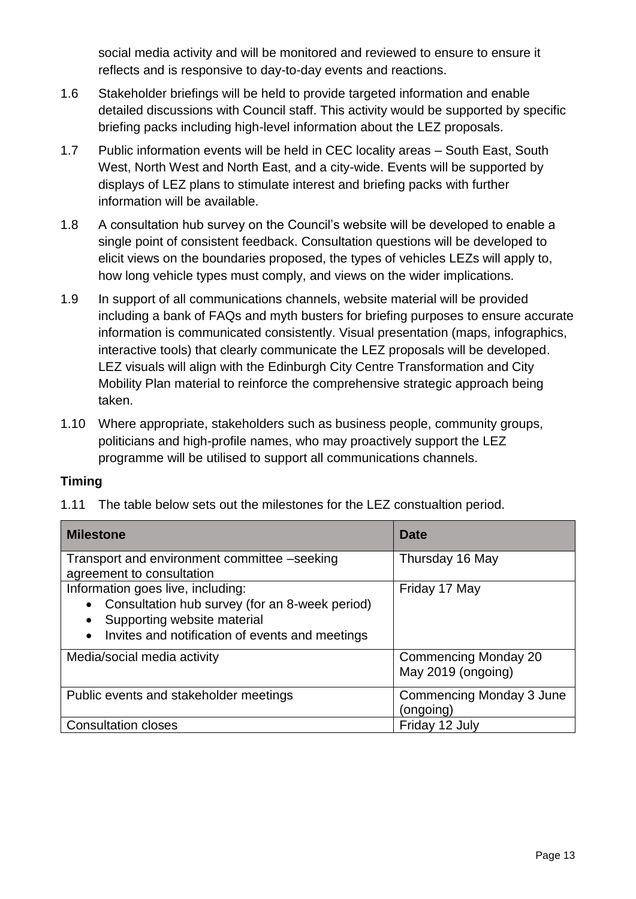social media activity and will be monitored and reviewed to ensure to ensure it reflects and is responsive to day-to-day events and reactions.

1.6 Stakeholder briefings will be held to provide targeted information and enable detailed discussions with Council staff. This activity would be supported by specific briefing packs including high-level information about the LEZ proposals.

1.7 Public information events will be held in CEC locality areas – South East, South West, North West and North East, and a city-wide. Events will be supported by displays of LEZ plans to stimulate interest and briefing packs with further information will be available.

1.8 A consultation hub survey on the Council's website will be developed to enable a single point of consistent feedback. Consultation questions will be developed to elicit views on the boundaries proposed, the types of vehicles LEZs will apply to, how long vehicle types must comply, and views on the wider implications.

1.9 In support of all communications channels, website material will be provided including a bank of FAQs and myth busters for briefing purposes to ensure accurate information is communicated consistently. Visual presentation (maps, infographics, interactive tools) that clearly communicate the LEZ proposals will be developed. LEZ visuals will align with the Edinburgh City Centre Transformation and City Mobility Plan material to reinforce the comprehensive strategic approach being taken.

1.10 Where appropriate, stakeholders such as business people, community groups, politicians and high-profile names, who may proactively support the LEZ programme will be utilised to support all communications channels.

**Timing**

1.11 The table below sets out the milestones for the LEZ constualtion period.

| Milestone | Date |
|---|---|
| Transport and environment committee –seeking agreement to consultation | Thursday 16 May |
| Information goes live, including:<br>• Consultation hub survey (for an 8-week period)<br>• Supporting website material<br>• Invites and notification of events and meetings | Friday 17 May |
| Media/social media activity | Commencing Monday 20 May 2019 (ongoing) |
| Public events and stakeholder meetings | Commencing Monday 3 June (ongoing) |
| Consultation closes | Friday 12 July |